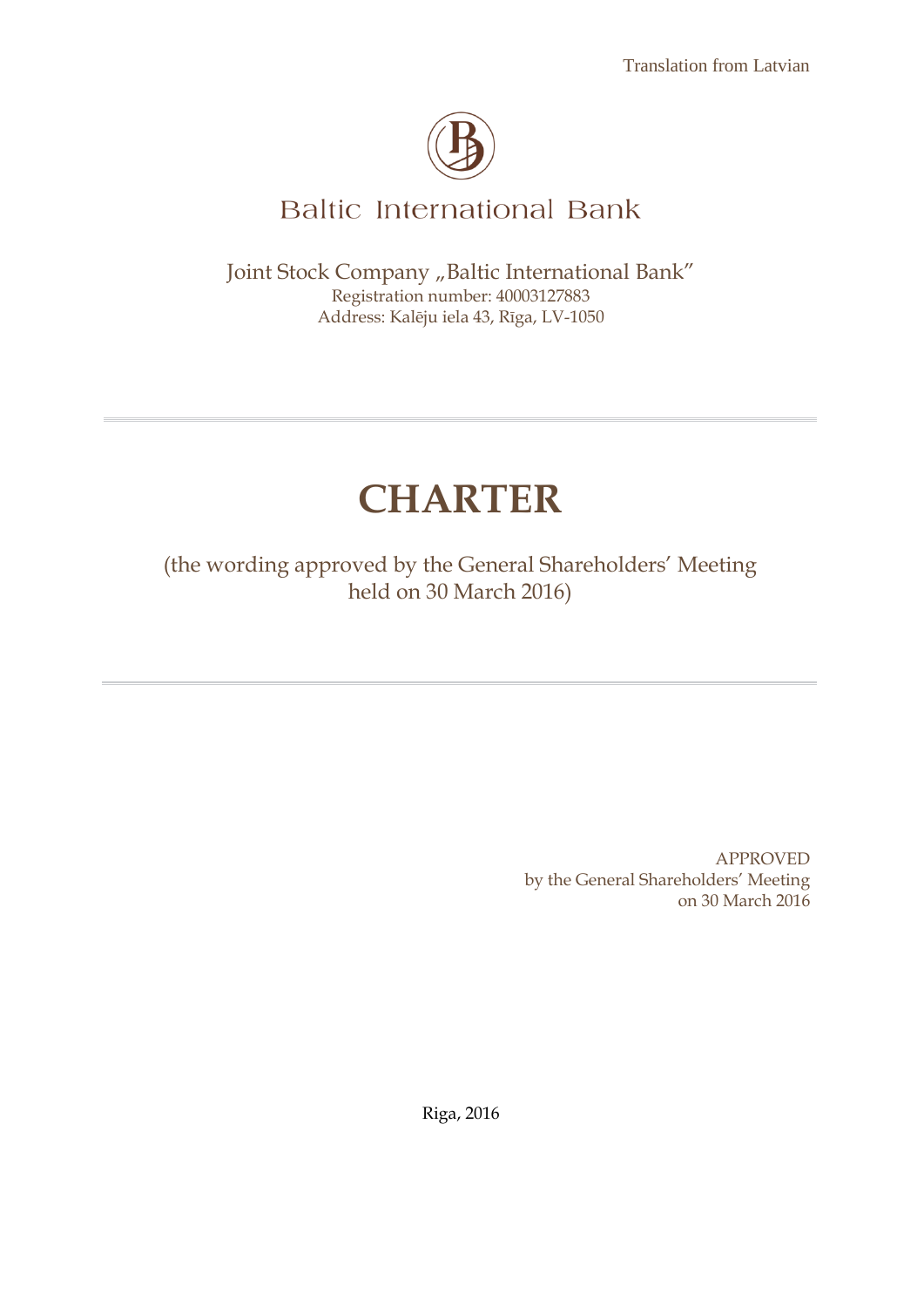Translation from Latvian

Baltic International Bank

Joint Stock Company „Baltic International Bank"
Registration number: 40003127883
Address: Kalēju iela 43, Rīga, LV-1050

# CHARTER

(the wording approved by the General Shareholders' Meeting held on 30 March 2016)

APPROVED
by the General Shareholders' Meeting
on 30 March 2016

Riga, 2016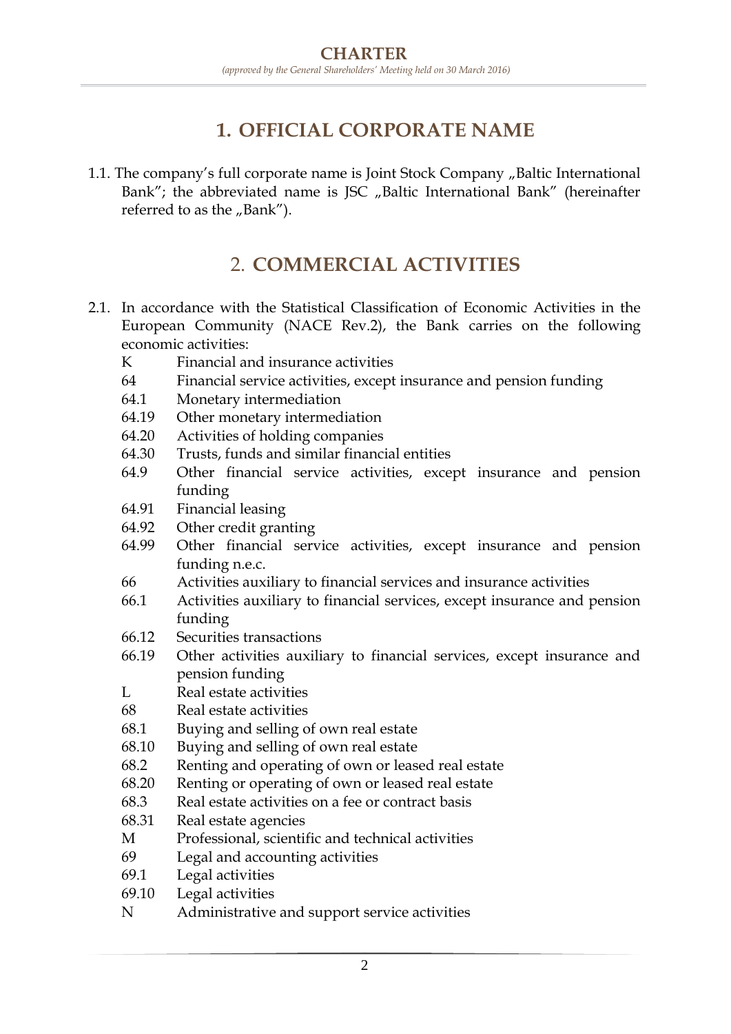**CHARTER**

*(approved by the General Shareholders' Meeting held on 30 March 2016)*

# 1. OFFICIAL CORPORATE NAME

1.1. The company's full corporate name is Joint Stock Company „Baltic International Bank"; the abbreviated name is JSC „Baltic International Bank" (hereinafter referred to as the „Bank").

# 2. COMMERCIAL ACTIVITIES

2.1. In accordance with the Statistical Classification of Economic Activities in the European Community (NACE Rev.2), the Bank carries on the following economic activities:

| | |
|---|---|
| K | Financial and insurance activities |
| 64 | Financial service activities, except insurance and pension funding |
| 64.1 | Monetary intermediation |
| 64.19 | Other monetary intermediation |
| 64.20 | Activities of holding companies |
| 64.30 | Trusts, funds and similar financial entities |
| 64.9 | Other financial service activities, except insurance and pension funding |
| 64.91 | Financial leasing |
| 64.92 | Other credit granting |
| 64.99 | Other financial service activities, except insurance and pension funding n.e.c. |
| 66 | Activities auxiliary to financial services and insurance activities |
| 66.1 | Activities auxiliary to financial services, except insurance and pension funding |
| 66.12 | Securities transactions |
| 66.19 | Other activities auxiliary to financial services, except insurance and pension funding |
| L | Real estate activities |
| 68 | Real estate activities |
| 68.1 | Buying and selling of own real estate |
| 68.10 | Buying and selling of own real estate |
| 68.2 | Renting and operating of own or leased real estate |
| 68.20 | Renting or operating of own or leased real estate |
| 68.3 | Real estate activities on a fee or contract basis |
| 68.31 | Real estate agencies |
| M | Professional, scientific and technical activities |
| 69 | Legal and accounting activities |
| 69.1 | Legal activities |
| 69.10 | Legal activities |
| N | Administrative and support service activities |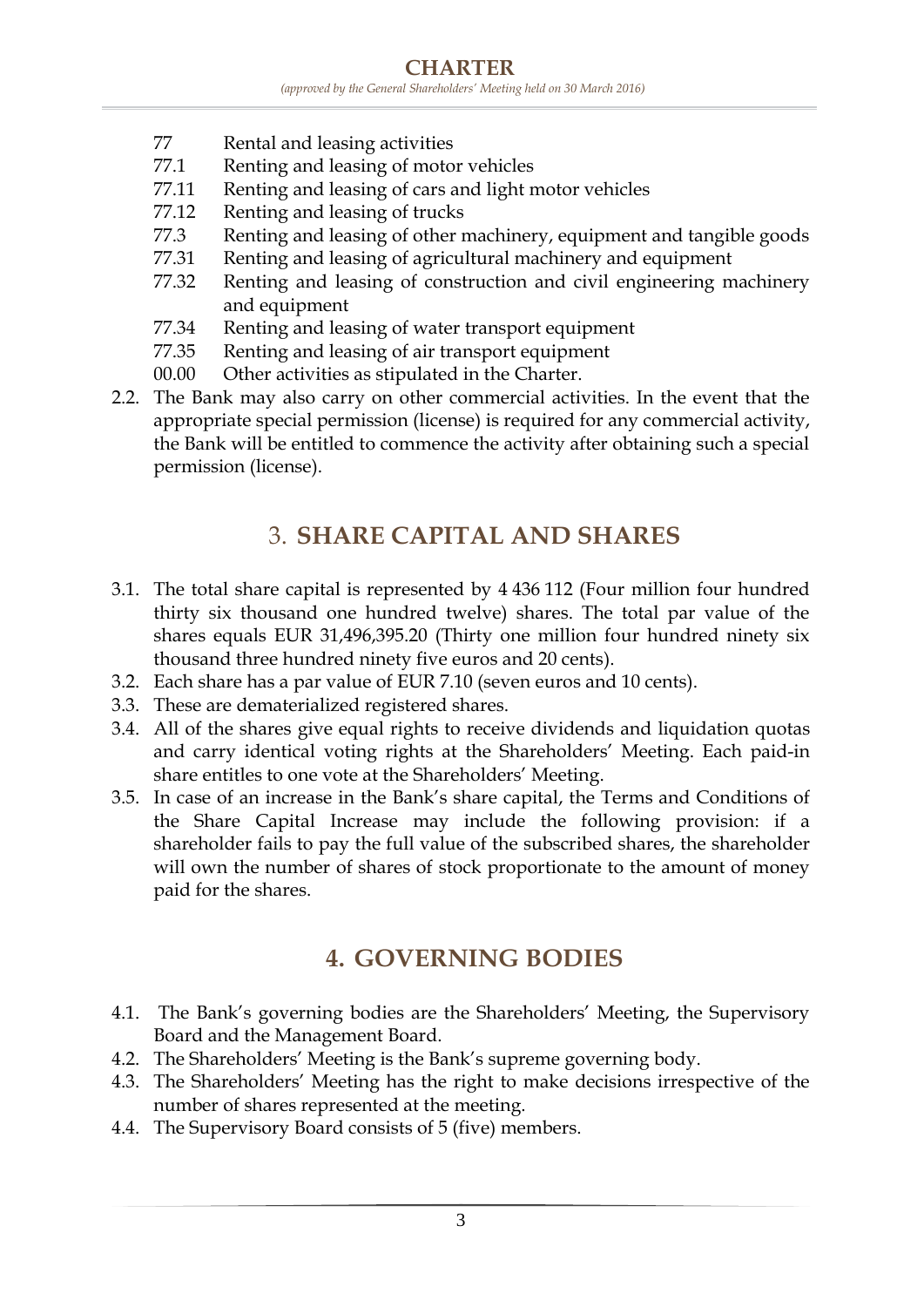77 Rental and leasing activities
77.1 Renting and leasing of motor vehicles
77.11 Renting and leasing of cars and light motor vehicles
77.12 Renting and leasing of trucks
77.3 Renting and leasing of other machinery, equipment and tangible goods
77.31 Renting and leasing of agricultural machinery and equipment
77.32 Renting and leasing of construction and civil engineering machinery and equipment
77.34 Renting and leasing of water transport equipment
77.35 Renting and leasing of air transport equipment
00.00 Other activities as stipulated in the Charter.

2.2. The Bank may also carry on other commercial activities. In the event that the appropriate special permission (license) is required for any commercial activity, the Bank will be entitled to commence the activity after obtaining such a special permission (license).

## 3. SHARE CAPITAL AND SHARES

3.1. The total share capital is represented by 4 436 112 (Four million four hundred thirty six thousand one hundred twelve) shares. The total par value of the shares equals EUR 31,496,395.20 (Thirty one million four hundred ninety six thousand three hundred ninety five euros and 20 cents).

3.2. Each share has a par value of EUR 7.10 (seven euros and 10 cents).

3.3. These are dematerialized registered shares.

3.4. All of the shares give equal rights to receive dividends and liquidation quotas and carry identical voting rights at the Shareholders' Meeting. Each paid-in share entitles to one vote at the Shareholders' Meeting.

3.5. In case of an increase in the Bank's share capital, the Terms and Conditions of the Share Capital Increase may include the following provision: if a shareholder fails to pay the full value of the subscribed shares, the shareholder will own the number of shares of stock proportionate to the amount of money paid for the shares.

## 4. GOVERNING BODIES

4.1. The Bank's governing bodies are the Shareholders' Meeting, the Supervisory Board and the Management Board.

4.2. The Shareholders' Meeting is the Bank's supreme governing body.

4.3. The Shareholders' Meeting has the right to make decisions irrespective of the number of shares represented at the meeting.

4.4. The Supervisory Board consists of 5 (five) members.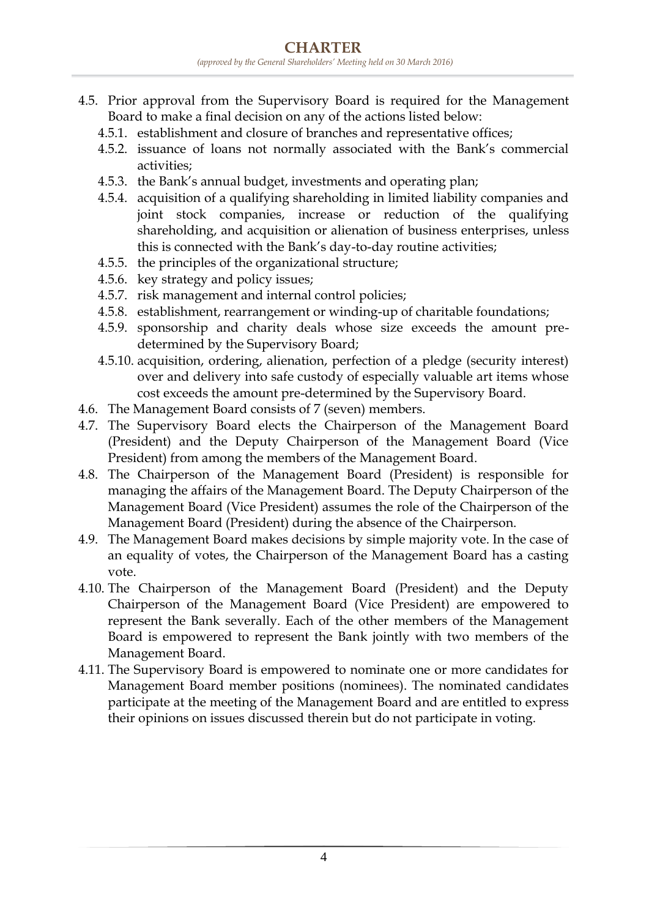- 4.5. Prior approval from the Supervisory Board is required for the Management Board to make a final decision on any of the actions listed below:
  - 4.5.1. establishment and closure of branches and representative offices;
  - 4.5.2. issuance of loans not normally associated with the Bank's commercial activities;
  - 4.5.3. the Bank's annual budget, investments and operating plan;
  - 4.5.4. acquisition of a qualifying shareholding in limited liability companies and joint stock companies, increase or reduction of the qualifying shareholding, and acquisition or alienation of business enterprises, unless this is connected with the Bank's day-to-day routine activities;
  - 4.5.5. the principles of the organizational structure;
  - 4.5.6. key strategy and policy issues;
  - 4.5.7. risk management and internal control policies;
  - 4.5.8. establishment, rearrangement or winding-up of charitable foundations;
  - 4.5.9. sponsorship and charity deals whose size exceeds the amount pre-determined by the Supervisory Board;
  - 4.5.10. acquisition, ordering, alienation, perfection of a pledge (security interest) over and delivery into safe custody of especially valuable art items whose cost exceeds the amount pre-determined by the Supervisory Board.
- 4.6. The Management Board consists of 7 (seven) members.
- 4.7. The Supervisory Board elects the Chairperson of the Management Board (President) and the Deputy Chairperson of the Management Board (Vice President) from among the members of the Management Board.
- 4.8. The Chairperson of the Management Board (President) is responsible for managing the affairs of the Management Board. The Deputy Chairperson of the Management Board (Vice President) assumes the role of the Chairperson of the Management Board (President) during the absence of the Chairperson.
- 4.9. The Management Board makes decisions by simple majority vote. In the case of an equality of votes, the Chairperson of the Management Board has a casting vote.
- 4.10. The Chairperson of the Management Board (President) and the Deputy Chairperson of the Management Board (Vice President) are empowered to represent the Bank severally. Each of the other members of the Management Board is empowered to represent the Bank jointly with two members of the Management Board.
- 4.11. The Supervisory Board is empowered to nominate one or more candidates for Management Board member positions (nominees). The nominated candidates participate at the meeting of the Management Board and are entitled to express their opinions on issues discussed therein but do not participate in voting.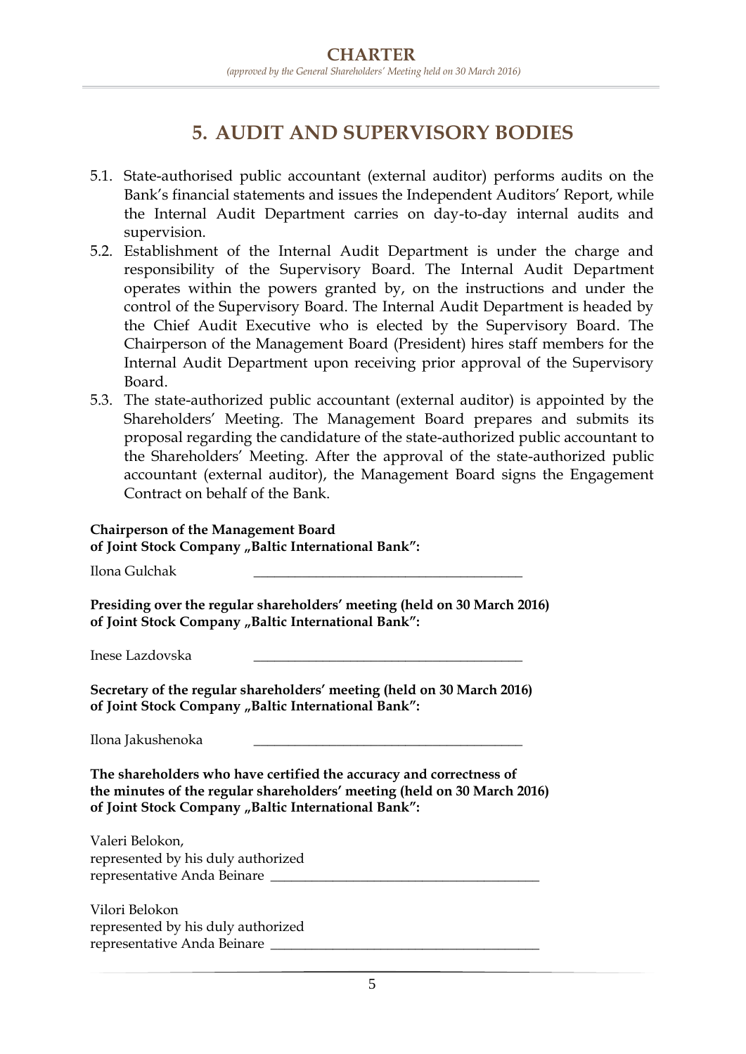## 5. AUDIT AND SUPERVISORY BODIES

5.1. State-authorised public accountant (external auditor) performs audits on the Bank's financial statements and issues the Independent Auditors' Report, while the Internal Audit Department carries on day-to-day internal audits and supervision.

5.2. Establishment of the Internal Audit Department is under the charge and responsibility of the Supervisory Board. The Internal Audit Department operates within the powers granted by, on the instructions and under the control of the Supervisory Board. The Internal Audit Department is headed by the Chief Audit Executive who is elected by the Supervisory Board. The Chairperson of the Management Board (President) hires staff members for the Internal Audit Department upon receiving prior approval of the Supervisory Board.

5.3. The state-authorized public accountant (external auditor) is appointed by the Shareholders' Meeting. The Management Board prepares and submits its proposal regarding the candidature of the state-authorized public accountant to the Shareholders' Meeting. After the approval of the state-authorized public accountant (external auditor), the Management Board signs the Engagement Contract on behalf of the Bank.

**Chairperson of the Management Board**
**of Joint Stock Company „Baltic International Bank":**

Ilona Gulchak ______________________________________

**Presiding over the regular shareholders' meeting (held on 30 March 2016)**
**of Joint Stock Company „Baltic International Bank":**

Inese Lazdovska ______________________________________

**Secretary of the regular shareholders' meeting (held on 30 March 2016)**
**of Joint Stock Company „Baltic International Bank":**

Ilona Jakushenoka ______________________________________

**The shareholders who have certified the accuracy and correctness of**
**the minutes of the regular shareholders' meeting (held on 30 March 2016)**
**of Joint Stock Company „Baltic International Bank":**

Valeri Belokon,
represented by his duly authorized
representative Anda Beinare ______________________________________

Vilori Belokon
represented by his duly authorized
representative Anda Beinare ______________________________________